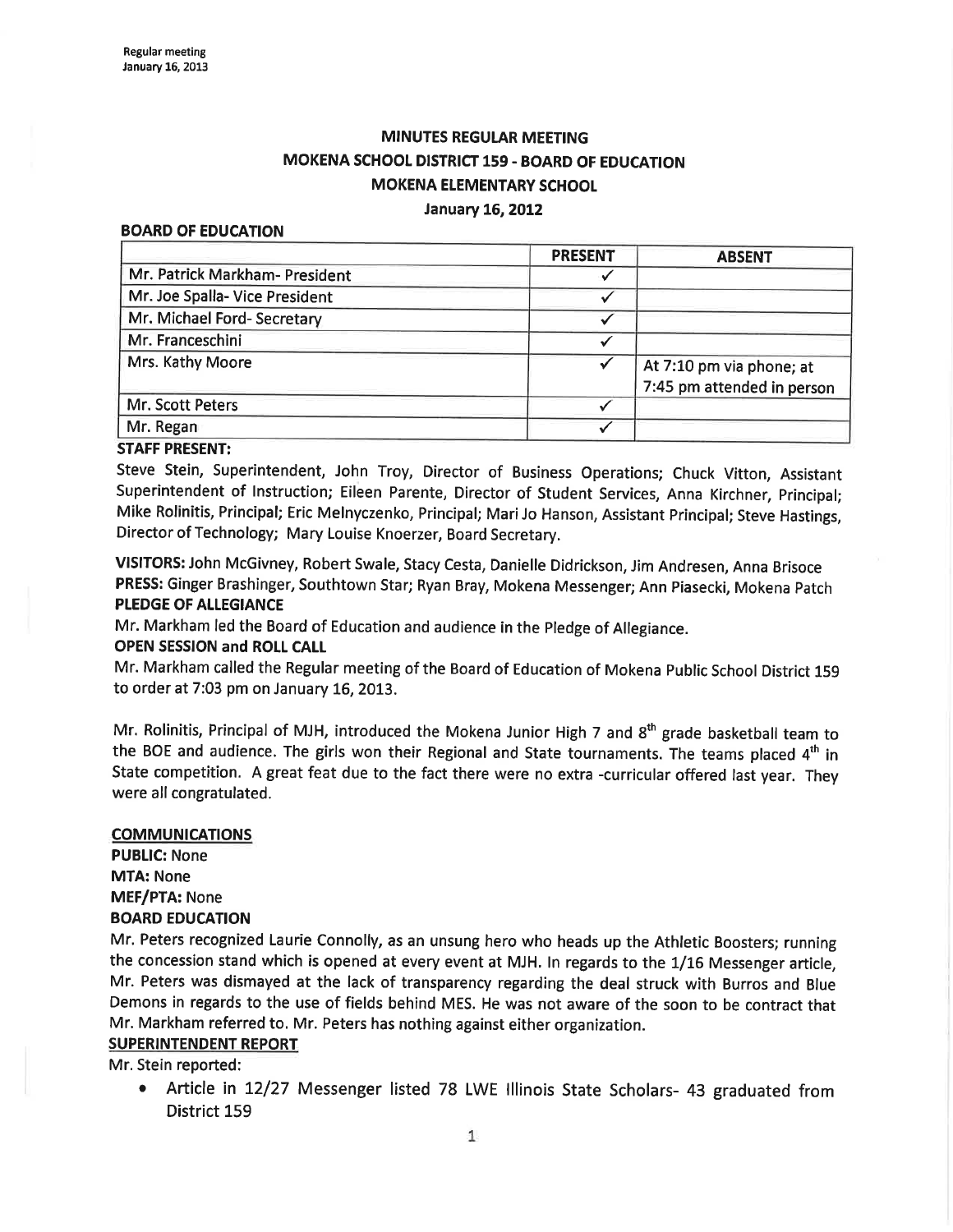Regular meeting
January 16, 2013

# MINUTES REGULAR MEETING
# MOKENA SCHOOL DISTRICT 159 - BOARD OF EDUCATION
# MOKENA ELEMENTARY SCHOOL
## January 16, 2012

**BOARD OF EDUCATION**

| | PRESENT | ABSENT |
|---|---|---|
| Mr. Patrick Markham- President | ✓ | |
| Mr. Joe Spalla- Vice President | ✓ | |
| Mr. Michael Ford- Secretary | ✓ | |
| Mr. Franceschini | ✓ | |
| Mrs. Kathy Moore | ✓ | At 7:10 pm via phone; at 7:45 pm attended in person |
| Mr. Scott Peters | ✓ | |
| Mr. Regan | ✓ | |

**STAFF PRESENT:**
Steve Stein, Superintendent, John Troy, Director of Business Operations; Chuck Vitton, Assistant Superintendent of Instruction; Eileen Parente, Director of Student Services, Anna Kirchner, Principal; Mike Rolinitis, Principal; Eric Melnyczenko, Principal; Mari Jo Hanson, Assistant Principal; Steve Hastings, Director of Technology; Mary Louise Knoerzer, Board Secretary.

**VISITORS:** John McGivney, Robert Swale, Stacy Cesta, Danielle Didrickson, Jim Andresen, Anna Brisoce
**PRESS:** Ginger Brashinger, Southtown Star; Ryan Bray, Mokena Messenger; Ann Piasecki, Mokena Patch

**PLEDGE OF ALLEGIANCE**
Mr. Markham led the Board of Education and audience in the Pledge of Allegiance.

**OPEN SESSION and ROLL CALL**
Mr. Markham called the Regular meeting of the Board of Education of Mokena Public School District 159 to order at 7:03 pm on January 16, 2013.

Mr. Rolinitis, Principal of MJH, introduced the Mokena Junior High 7 and 8th grade basketball team to the BOE and audience. The girls won their Regional and State tournaments. The teams placed 4th in State competition. A great feat due to the fact there were no extra -curricular offered last year. They were all congratulated.

**COMMUNICATIONS**

**PUBLIC:** None
**MTA:** None
**MEF/PTA:** None
**BOARD EDUCATION**
Mr. Peters recognized Laurie Connolly, as an unsung hero who heads up the Athletic Boosters; running the concession stand which is opened at every event at MJH. In regards to the 1/16 Messenger article, Mr. Peters was dismayed at the lack of transparency regarding the deal struck with Burros and Blue Demons in regards to the use of fields behind MES. He was not aware of the soon to be contract that Mr. Markham referred to. Mr. Peters has nothing against either organization.

**SUPERINTENDENT REPORT**
Mr. Stein reported:

- Article in 12/27 Messenger listed 78 LWE Illinois State Scholars- 43 graduated from District 159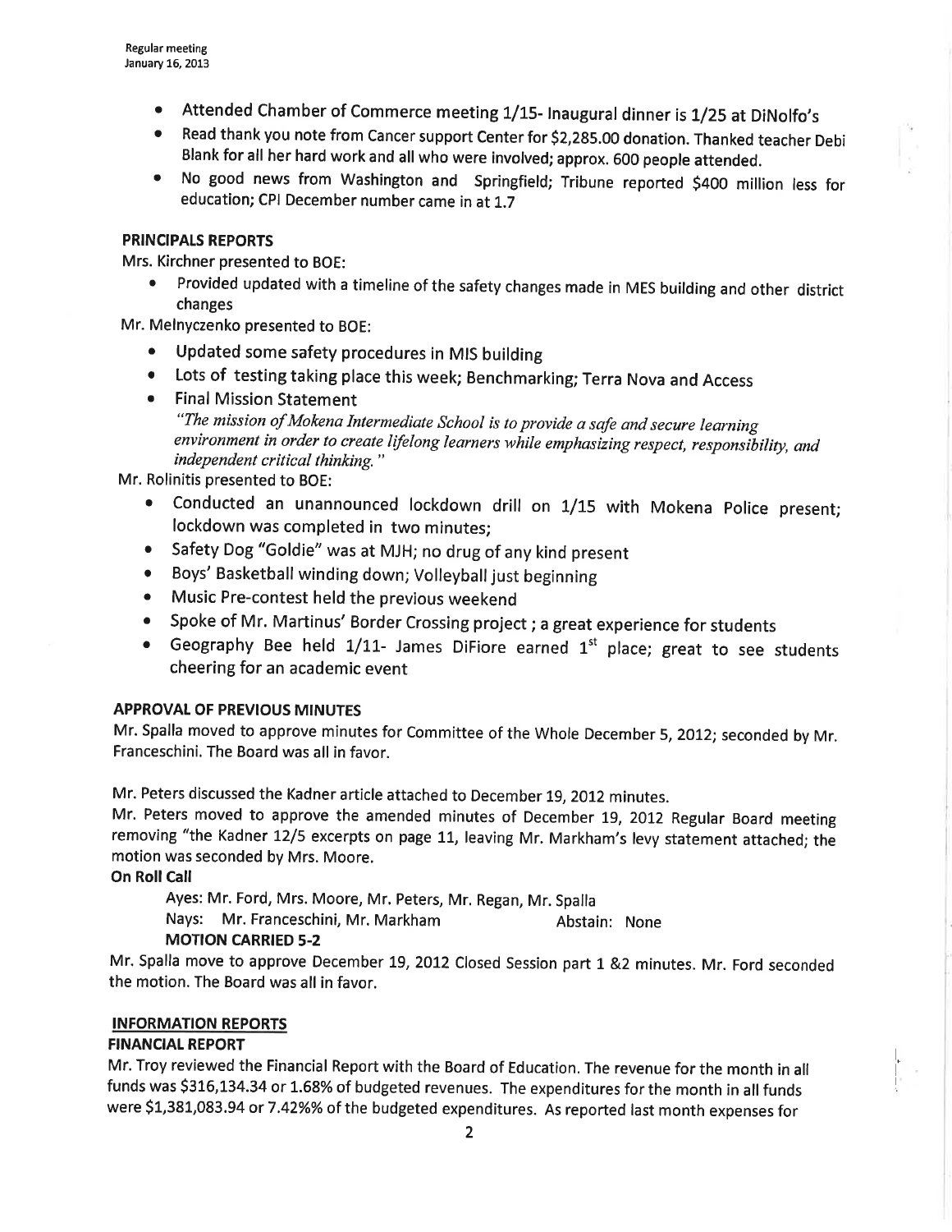- Attended Chamber of Commerce meeting 1/15- Inaugural dinner is 1/25 at DiNolfo's
- Read thank you note from Cancer support Center for $2,285.00 donation. Thanked teacher Debi Blank for all her hard work and all who were involved; approx. 600 people attended.
- No good news from Washington and Springfield; Tribune reported $400 million less for education; CPI December number came in at 1.7

**PRINCIPALS REPORTS**

Mrs. Kirchner presented to BOE:

- Provided updated with a timeline of the safety changes made in MES building and other district changes

Mr. Melnyczenko presented to BOE:

- Updated some safety procedures in MIS building
- Lots of testing taking place this week; Benchmarking; Terra Nova and Access
- Final Mission Statement

  *"The mission of Mokena Intermediate School is to provide a safe and secure learning environment in order to create lifelong learners while emphasizing respect, responsibility, and independent critical thinking."*

Mr. Rolinitis presented to BOE:

- Conducted an unannounced lockdown drill on 1/15 with Mokena Police present; lockdown was completed in two minutes;
- Safety Dog "Goldie" was at MJH; no drug of any kind present
- Boys' Basketball winding down; Volleyball just beginning
- Music Pre-contest held the previous weekend
- Spoke of Mr. Martinus' Border Crossing project ; a great experience for students
- Geography Bee held 1/11- James DiFiore earned 1st place; great to see students cheering for an academic event

**APPROVAL OF PREVIOUS MINUTES**

Mr. Spalla moved to approve minutes for Committee of the Whole December 5, 2012; seconded by Mr. Franceschini. The Board was all in favor.

Mr. Peters discussed the Kadner article attached to December 19, 2012 minutes.

Mr. Peters moved to approve the amended minutes of December 19, 2012 Regular Board meeting removing "the Kadner 12/5 excerpts on page 11, leaving Mr. Markham's levy statement attached; the motion was seconded by Mrs. Moore.

**On Roll Call**

Ayes: Mr. Ford, Mrs. Moore, Mr. Peters, Mr. Regan, Mr. Spalla

Nays: Mr. Franceschini, Mr. Markham Abstain: None

**MOTION CARRIED 5-2**

Mr. Spalla move to approve December 19, 2012 Closed Session part 1 &2 minutes. Mr. Ford seconded the motion. The Board was all in favor.

**INFORMATION REPORTS**

**FINANCIAL REPORT**

Mr. Troy reviewed the Financial Report with the Board of Education. The revenue for the month in all funds was $316,134.34 or 1.68% of budgeted revenues. The expenditures for the month in all funds were $1,381,083.94 or 7.42%% of the budgeted expenditures. As reported last month expenses for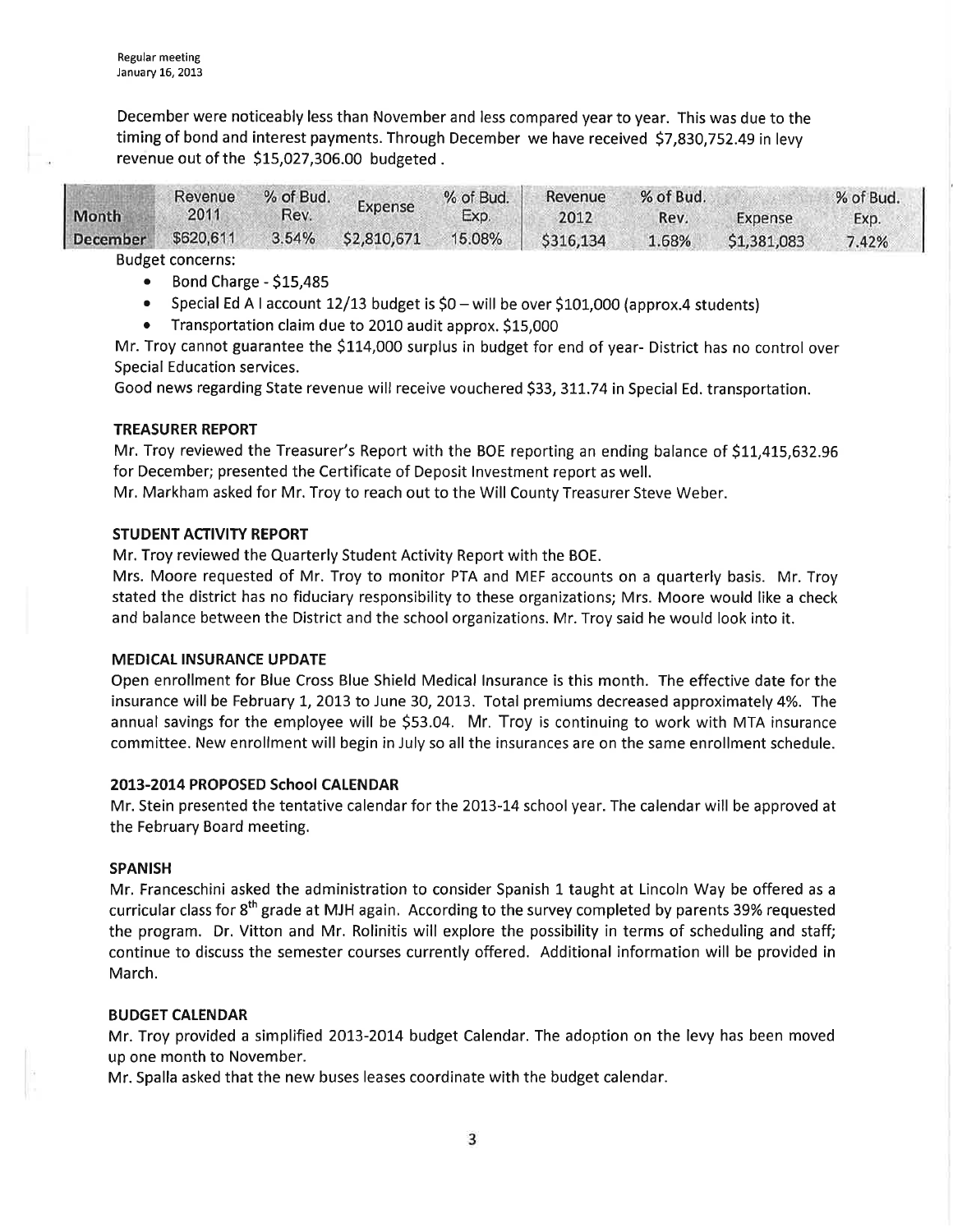December were noticeably less than November and less compared year to year. This was due to the timing of bond and interest payments. Through December we have received $7,830,752.49 in levy revenue out of the $15,027,306.00 budgeted .

| Month | Revenue 2011 | % of Bud. Rev. | Expense | % of Bud. Exp. | Revenue 2012 | % of Bud. Rev. | Expense | % of Bud. Exp. |
|---|---|---|---|---|---|---|---|---|
| December | $620,611 | 3.54% | $2,810,671 | 15.08% | $316,134 | 1.68% | $1,381,083 | 7.42% |

Budget concerns:

- Bond Charge - $15,485
- Special Ed A I account 12/13 budget is $0 – will be over $101,000 (approx.4 students)
- Transportation claim due to 2010 audit approx. $15,000

Mr. Troy cannot guarantee the $114,000 surplus in budget for end of year- District has no control over Special Education services.

Good news regarding State revenue will receive vouchered $33, 311.74 in Special Ed. transportation.

**TREASURER REPORT**

Mr. Troy reviewed the Treasurer's Report with the BOE reporting an ending balance of $11,415,632.96 for December; presented the Certificate of Deposit Investment report as well.

Mr. Markham asked for Mr. Troy to reach out to the Will County Treasurer Steve Weber.

**STUDENT ACTIVITY REPORT**

Mr. Troy reviewed the Quarterly Student Activity Report with the BOE.

Mrs. Moore requested of Mr. Troy to monitor PTA and MEF accounts on a quarterly basis. Mr. Troy stated the district has no fiduciary responsibility to these organizations; Mrs. Moore would like a check and balance between the District and the school organizations. Mr. Troy said he would look into it.

**MEDICAL INSURANCE UPDATE**

Open enrollment for Blue Cross Blue Shield Medical Insurance is this month. The effective date for the insurance will be February 1, 2013 to June 30, 2013. Total premiums decreased approximately 4%. The annual savings for the employee will be $53.04. Mr. Troy is continuing to work with MTA insurance committee. New enrollment will begin in July so all the insurances are on the same enrollment schedule.

**2013-2014 PROPOSED School CALENDAR**

Mr. Stein presented the tentative calendar for the 2013-14 school year. The calendar will be approved at the February Board meeting.

**SPANISH**

Mr. Franceschini asked the administration to consider Spanish 1 taught at Lincoln Way be offered as a curricular class for 8th grade at MJH again. According to the survey completed by parents 39% requested the program. Dr. Vitton and Mr. Rolinitis will explore the possibility in terms of scheduling and staff; continue to discuss the semester courses currently offered. Additional information will be provided in March.

**BUDGET CALENDAR**

Mr. Troy provided a simplified 2013-2014 budget Calendar. The adoption on the levy has been moved up one month to November.

Mr. Spalla asked that the new buses leases coordinate with the budget calendar.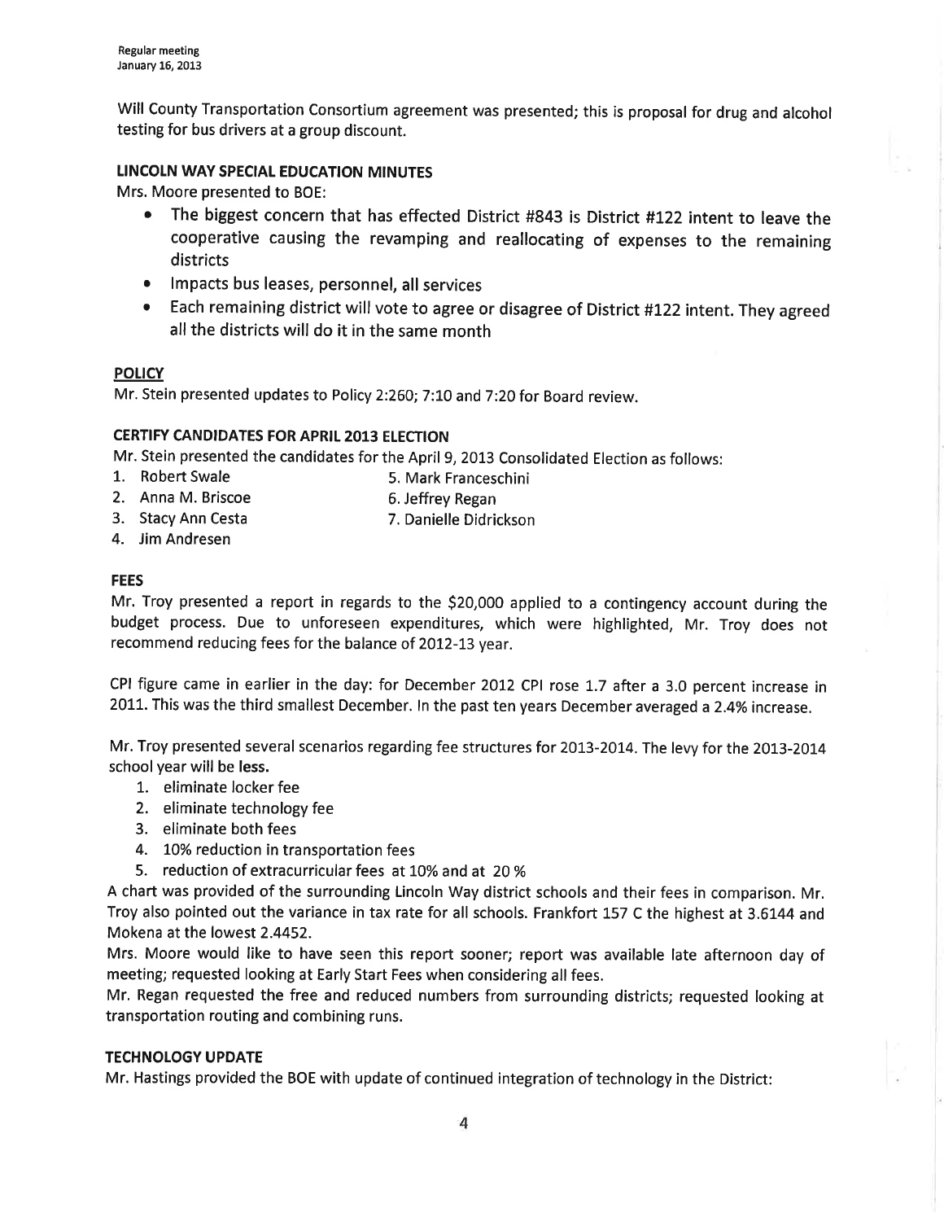Will County Transportation Consortium agreement was presented; this is proposal for drug and alcohol testing for bus drivers at a group discount.

**LINCOLN WAY SPECIAL EDUCATION MINUTES**

Mrs. Moore presented to BOE:

- The biggest concern that has effected District #843 is District #122 intent to leave the cooperative causing the revamping and reallocating of expenses to the remaining districts
- Impacts bus leases, personnel, all services
- Each remaining district will vote to agree or disagree of District #122 intent. They agreed all the districts will do it in the same month

**POLICY**

Mr. Stein presented updates to Policy 2:260; 7:10 and 7:20 for Board review.

**CERTIFY CANDIDATES FOR APRIL 2013 ELECTION**

Mr. Stein presented the candidates for the April 9, 2013 Consolidated Election as follows:

1. Robert Swale
2. Anna M. Briscoe
3. Stacy Ann Cesta
4. Jim Andresen
5. Mark Franceschini
6. Jeffrey Regan
7. Danielle Didrickson

**FEES**

Mr. Troy presented a report in regards to the $20,000 applied to a contingency account during the budget process. Due to unforeseen expenditures, which were highlighted, Mr. Troy does not recommend reducing fees for the balance of 2012-13 year.

CPI figure came in earlier in the day: for December 2012 CPI rose 1.7 after a 3.0 percent increase in 2011. This was the third smallest December. In the past ten years December averaged a 2.4% increase.

Mr. Troy presented several scenarios regarding fee structures for 2013-2014. The levy for the 2013-2014 school year will be **less.**

1. eliminate locker fee
2. eliminate technology fee
3. eliminate both fees
4. 10% reduction in transportation fees
5. reduction of extracurricular fees at 10% and at 20 %

A chart was provided of the surrounding Lincoln Way district schools and their fees in comparison. Mr. Troy also pointed out the variance in tax rate for all schools. Frankfort 157 C the highest at 3.6144 and Mokena at the lowest 2.4452.

Mrs. Moore would like to have seen this report sooner; report was available late afternoon day of meeting; requested looking at Early Start Fees when considering all fees.

Mr. Regan requested the free and reduced numbers from surrounding districts; requested looking at transportation routing and combining runs.

**TECHNOLOGY UPDATE**

Mr. Hastings provided the BOE with update of continued integration of technology in the District: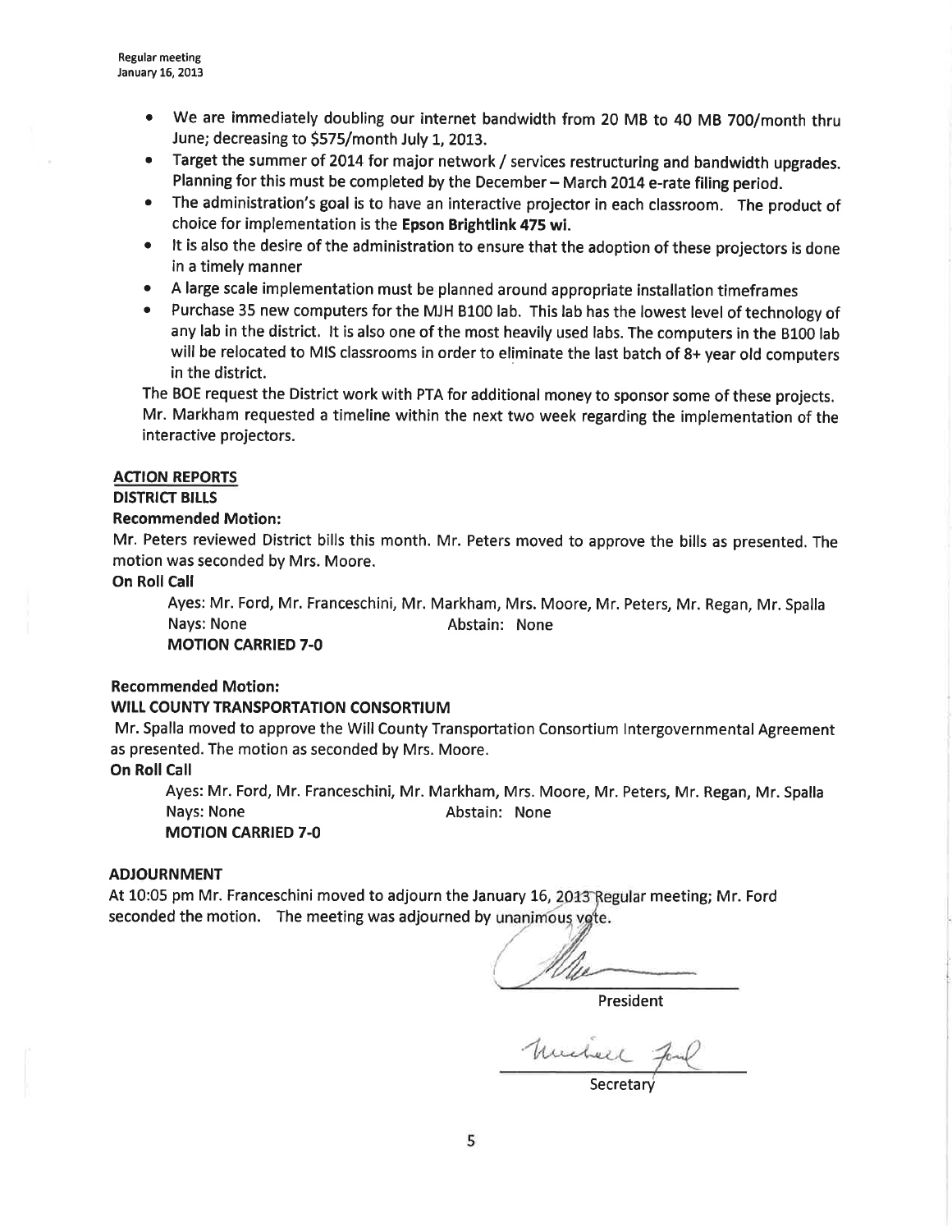- We are immediately doubling our internet bandwidth from 20 MB to 40 MB 700/month thru June; decreasing to $575/month July 1, 2013.
- Target the summer of 2014 for major network / services restructuring and bandwidth upgrades. Planning for this must be completed by the December – March 2014 e-rate filing period.
- The administration's goal is to have an interactive projector in each classroom. The product of choice for implementation is the **Epson Brightlink 475 wi.**
- It is also the desire of the administration to ensure that the adoption of these projectors is done in a timely manner
- A large scale implementation must be planned around appropriate installation timeframes
- Purchase 35 new computers for the MJH B100 lab. This lab has the lowest level of technology of any lab in the district. It is also one of the most heavily used labs. The computers in the B100 lab will be relocated to MIS classrooms in order to eliminate the last batch of 8+ year old computers in the district.

The BOE request the District work with PTA for additional money to sponsor some of these projects. Mr. Markham requested a timeline within the next two week regarding the implementation of the interactive projectors.

**ACTION REPORTS**

**DISTRICT BILLS**

**Recommended Motion:**

Mr. Peters reviewed District bills this month. Mr. Peters moved to approve the bills as presented. The motion was seconded by Mrs. Moore.

**On Roll Call**

Ayes: Mr. Ford, Mr. Franceschini, Mr. Markham, Mrs. Moore, Mr. Peters, Mr. Regan, Mr. Spalla

Nays: None    Abstain: None

**MOTION CARRIED 7-0**

**Recommended Motion:**

**WILL COUNTY TRANSPORTATION CONSORTIUM**

Mr. Spalla moved to approve the Will County Transportation Consortium Intergovernmental Agreement as presented. The motion as seconded by Mrs. Moore.

**On Roll Call**

Ayes: Mr. Ford, Mr. Franceschini, Mr. Markham, Mrs. Moore, Mr. Peters, Mr. Regan, Mr. Spalla

Nays: None    Abstain: None

**MOTION CARRIED 7-0**

**ADJOURNMENT**

At 10:05 pm Mr. Franceschini moved to adjourn the January 16, 2013 Regular meeting; Mr. Ford seconded the motion. The meeting was adjourned by unanimous vote.

President

Secretary